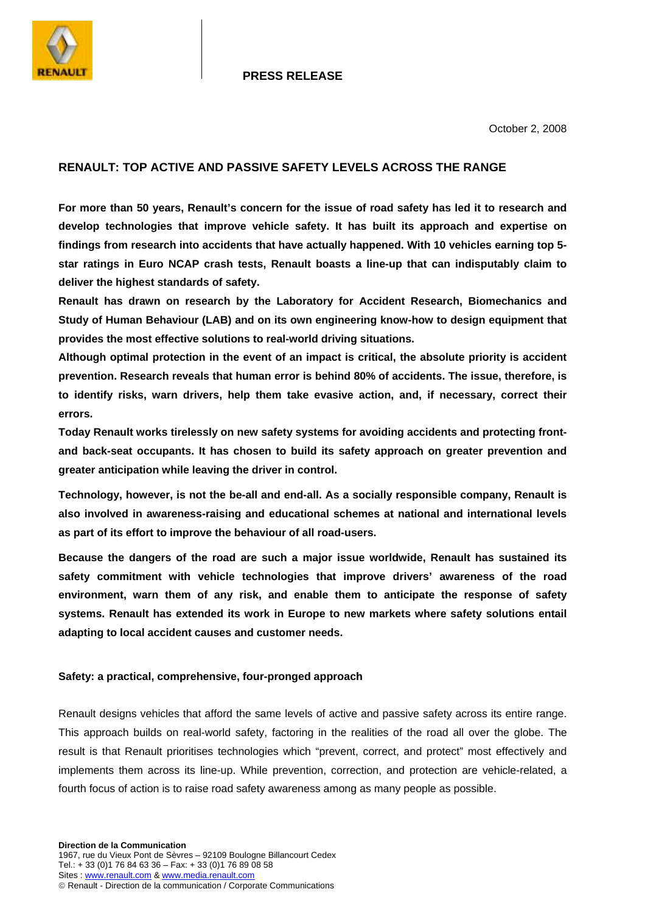**PRESS RELEASE**

October 2, 2008

# RENAULT: TOP ACTIVE AND PASSIVE SAFETY LEVELS ACROSS THE RANGE

**For more than 50 years, Renault's concern for the issue of road safety has led it to research and develop technologies that improve vehicle safety. It has built its approach and expertise on findings from research into accidents that have actually happened. With 10 vehicles earning top 5-star ratings in Euro NCAP crash tests, Renault boasts a line-up that can indisputably claim to deliver the highest standards of safety.**

**Renault has drawn on research by the Laboratory for Accident Research, Biomechanics and Study of Human Behaviour (LAB) and on its own engineering know-how to design equipment that provides the most effective solutions to real-world driving situations.**

**Although optimal protection in the event of an impact is critical, the absolute priority is accident prevention. Research reveals that human error is behind 80% of accidents. The issue, therefore, is to identify risks, warn drivers, help them take evasive action, and, if necessary, correct their errors.**

**Today Renault works tirelessly on new safety systems for avoiding accidents and protecting front- and back-seat occupants. It has chosen to build its safety approach on greater prevention and greater anticipation while leaving the driver in control.**

**Technology, however, is not the be-all and end-all. As a socially responsible company, Renault is also involved in awareness-raising and educational schemes at national and international levels as part of its effort to improve the behaviour of all road-users.**

**Because the dangers of the road are such a major issue worldwide, Renault has sustained its safety commitment with vehicle technologies that improve drivers' awareness of the road environment, warn them of any risk, and enable them to anticipate the response of safety systems. Renault has extended its work in Europe to new markets where safety solutions entail adapting to local accident causes and customer needs.**

## Safety: a practical, comprehensive, four-pronged approach

Renault designs vehicles that afford the same levels of active and passive safety across its entire range. This approach builds on real-world safety, factoring in the realities of the road all over the globe. The result is that Renault prioritises technologies which "prevent, correct, and protect" most effectively and implements them across its line-up. While prevention, correction, and protection are vehicle-related, a fourth focus of action is to raise road safety awareness among as many people as possible.

**Direction de la Communication**
1967, rue du Vieux Pont de Sèvres – 92109 Boulogne Billancourt Cedex
Tel.: + 33 (0)1 76 84 63 36 – Fax: + 33 (0)1 76 89 08 58
Sites : www.renault.com & www.media.renault.com
© Renault - Direction de la communication / Corporate Communications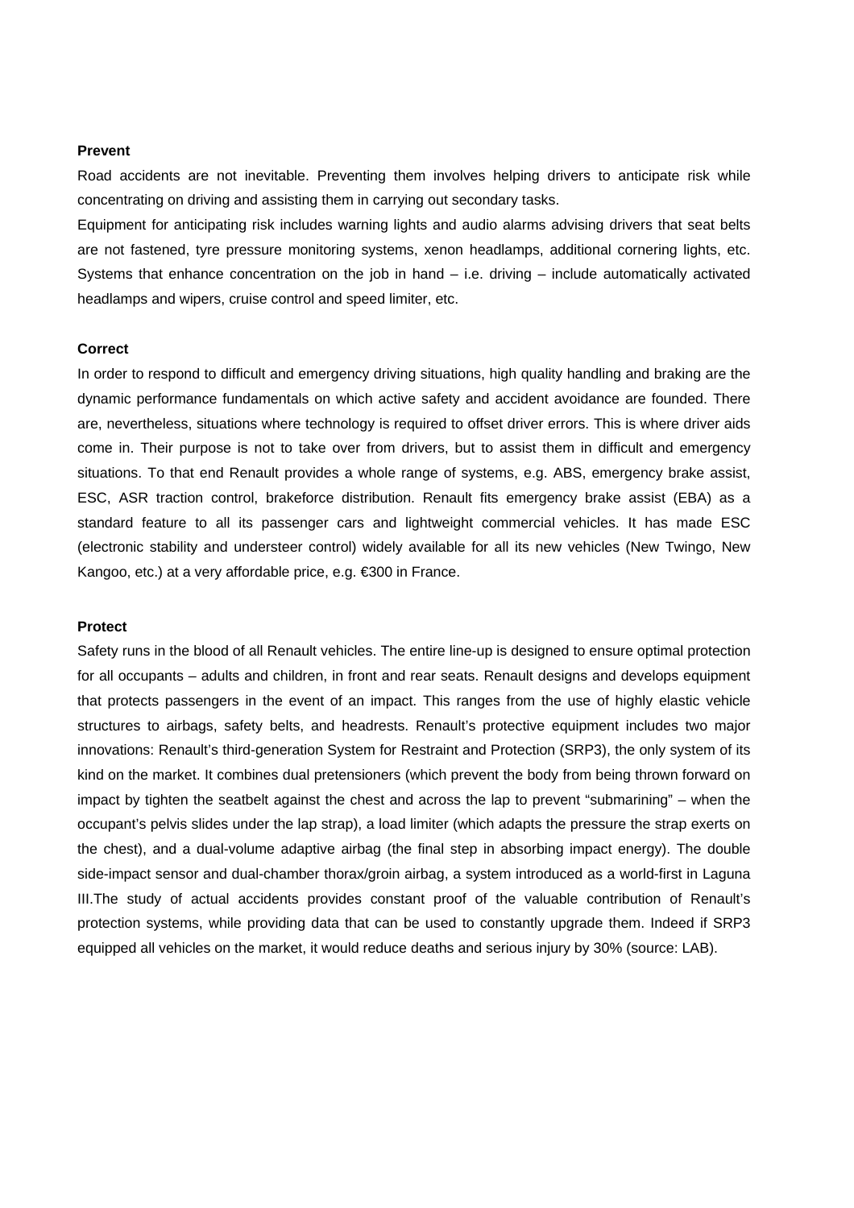**Prevent**

Road accidents are not inevitable. Preventing them involves helping drivers to anticipate risk while concentrating on driving and assisting them in carrying out secondary tasks.

Equipment for anticipating risk includes warning lights and audio alarms advising drivers that seat belts are not fastened, tyre pressure monitoring systems, xenon headlamps, additional cornering lights, etc. Systems that enhance concentration on the job in hand – i.e. driving – include automatically activated headlamps and wipers, cruise control and speed limiter, etc.

**Correct**

In order to respond to difficult and emergency driving situations, high quality handling and braking are the dynamic performance fundamentals on which active safety and accident avoidance are founded. There are, nevertheless, situations where technology is required to offset driver errors. This is where driver aids come in. Their purpose is not to take over from drivers, but to assist them in difficult and emergency situations. To that end Renault provides a whole range of systems, e.g. ABS, emergency brake assist, ESC, ASR traction control, brakeforce distribution. Renault fits emergency brake assist (EBA) as a standard feature to all its passenger cars and lightweight commercial vehicles. It has made ESC (electronic stability and understeer control) widely available for all its new vehicles (New Twingo, New Kangoo, etc.) at a very affordable price, e.g. €300 in France.

**Protect**

Safety runs in the blood of all Renault vehicles. The entire line-up is designed to ensure optimal protection for all occupants – adults and children, in front and rear seats. Renault designs and develops equipment that protects passengers in the event of an impact. This ranges from the use of highly elastic vehicle structures to airbags, safety belts, and headrests. Renault's protective equipment includes two major innovations: Renault's third-generation System for Restraint and Protection (SRP3), the only system of its kind on the market. It combines dual pretensioners (which prevent the body from being thrown forward on impact by tighten the seatbelt against the chest and across the lap to prevent "submarining" – when the occupant's pelvis slides under the lap strap), a load limiter (which adapts the pressure the strap exerts on the chest), and a dual-volume adaptive airbag (the final step in absorbing impact energy). The double side-impact sensor and dual-chamber thorax/groin airbag, a system introduced as a world-first in Laguna III.The study of actual accidents provides constant proof of the valuable contribution of Renault's protection systems, while providing data that can be used to constantly upgrade them. Indeed if SRP3 equipped all vehicles on the market, it would reduce deaths and serious injury by 30% (source: LAB).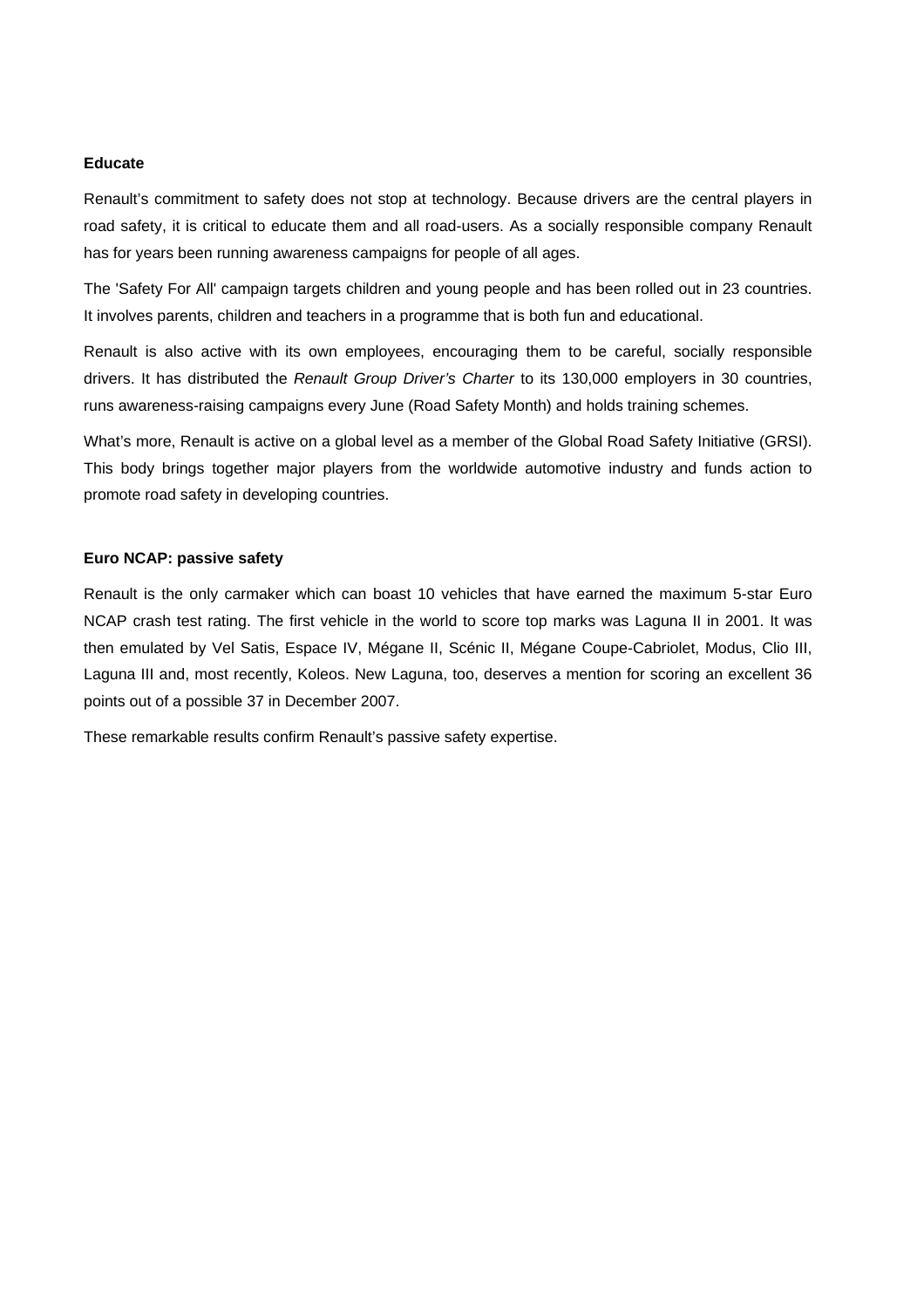**Educate**

Renault's commitment to safety does not stop at technology. Because drivers are the central players in road safety, it is critical to educate them and all road-users. As a socially responsible company Renault has for years been running awareness campaigns for people of all ages.

The 'Safety For All' campaign targets children and young people and has been rolled out in 23 countries. It involves parents, children and teachers in a programme that is both fun and educational.

Renault is also active with its own employees, encouraging them to be careful, socially responsible drivers. It has distributed the *Renault Group Driver's Charter* to its 130,000 employers in 30 countries, runs awareness-raising campaigns every June (Road Safety Month) and holds training schemes.

What's more, Renault is active on a global level as a member of the Global Road Safety Initiative (GRSI). This body brings together major players from the worldwide automotive industry and funds action to promote road safety in developing countries.

**Euro NCAP: passive safety**

Renault is the only carmaker which can boast 10 vehicles that have earned the maximum 5-star Euro NCAP crash test rating. The first vehicle in the world to score top marks was Laguna II in 2001. It was then emulated by Vel Satis, Espace IV, Mégane II, Scénic II, Mégane Coupe-Cabriolet, Modus, Clio III, Laguna III and, most recently, Koleos. New Laguna, too, deserves a mention for scoring an excellent 36 points out of a possible 37 in December 2007.

These remarkable results confirm Renault's passive safety expertise.